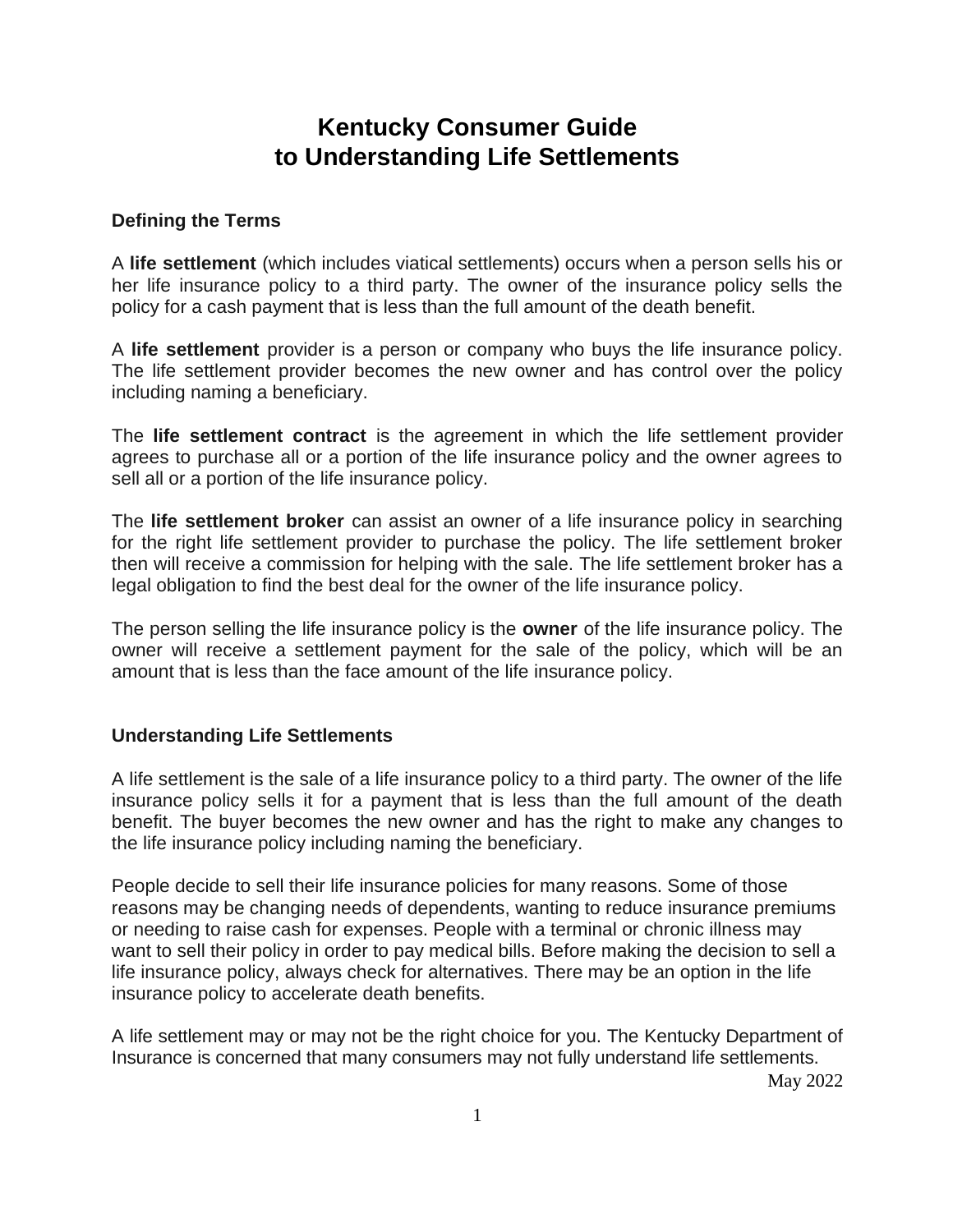# Kentucky Consumer Guide to Understanding Life Settlements

## Defining the Terms

A **life settlement** (which includes viatical settlements) occurs when a person sells his or her life insurance policy to a third party. The owner of the insurance policy sells the policy for a cash payment that is less than the full amount of the death benefit.

A **life settlement** provider is a person or company who buys the life insurance policy. The life settlement provider becomes the new owner and has control over the policy including naming a beneficiary.

The **life settlement contract** is the agreement in which the life settlement provider agrees to purchase all or a portion of the life insurance policy and the owner agrees to sell all or a portion of the life insurance policy.

The **life settlement broker** can assist an owner of a life insurance policy in searching for the right life settlement provider to purchase the policy. The life settlement broker then will receive a commission for helping with the sale. The life settlement broker has a legal obligation to find the best deal for the owner of the life insurance policy.

The person selling the life insurance policy is the **owner** of the life insurance policy. The owner will receive a settlement payment for the sale of the policy, which will be an amount that is less than the face amount of the life insurance policy.

## Understanding Life Settlements

A life settlement is the sale of a life insurance policy to a third party. The owner of the life insurance policy sells it for a payment that is less than the full amount of the death benefit. The buyer becomes the new owner and has the right to make any changes to the life insurance policy including naming the beneficiary.

People decide to sell their life insurance policies for many reasons. Some of those reasons may be changing needs of dependents, wanting to reduce insurance premiums or needing to raise cash for expenses. People with a terminal or chronic illness may want to sell their policy in order to pay medical bills. Before making the decision to sell a life insurance policy, always check for alternatives. There may be an option in the life insurance policy to accelerate death benefits.

A life settlement may or may not be the right choice for you. The Kentucky Department of Insurance is concerned that many consumers may not fully understand life settlements.

May 2022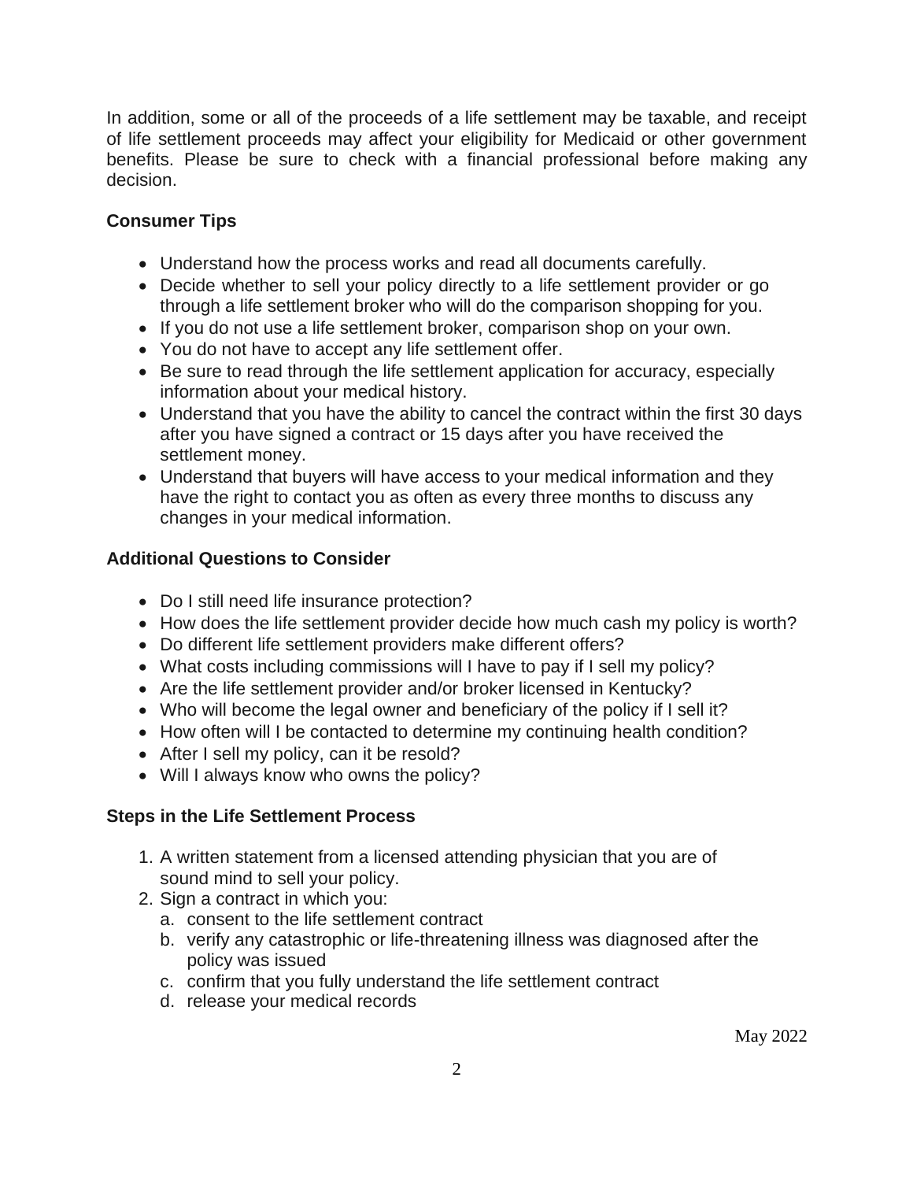In addition, some or all of the proceeds of a life settlement may be taxable, and receipt of life settlement proceeds may affect your eligibility for Medicaid or other government benefits. Please be sure to check with a financial professional before making any decision.

**Consumer Tips**

- Understand how the process works and read all documents carefully.
- Decide whether to sell your policy directly to a life settlement provider or go through a life settlement broker who will do the comparison shopping for you.
- If you do not use a life settlement broker, comparison shop on your own.
- You do not have to accept any life settlement offer.
- Be sure to read through the life settlement application for accuracy, especially information about your medical history.
- Understand that you have the ability to cancel the contract within the first 30 days after you have signed a contract or 15 days after you have received the settlement money.
- Understand that buyers will have access to your medical information and they have the right to contact you as often as every three months to discuss any changes in your medical information.

**Additional Questions to Consider**

- Do I still need life insurance protection?
- How does the life settlement provider decide how much cash my policy is worth?
- Do different life settlement providers make different offers?
- What costs including commissions will I have to pay if I sell my policy?
- Are the life settlement provider and/or broker licensed in Kentucky?
- Who will become the legal owner and beneficiary of the policy if I sell it?
- How often will I be contacted to determine my continuing health condition?
- After I sell my policy, can it be resold?
- Will I always know who owns the policy?

**Steps in the Life Settlement Process**

1. A written statement from a licensed attending physician that you are of sound mind to sell your policy.
2. Sign a contract in which you:
   a. consent to the life settlement contract
   b. verify any catastrophic or life-threatening illness was diagnosed after the policy was issued
   c. confirm that you fully understand the life settlement contract
   d. release your medical records

May 2022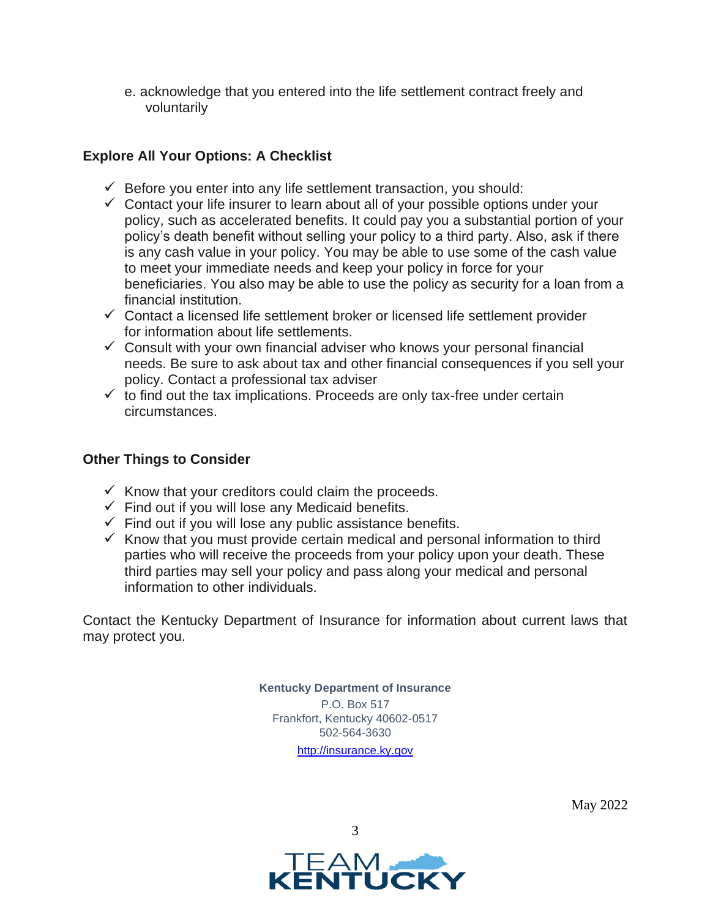e. acknowledge that you entered into the life settlement contract freely and voluntarily

## Explore All Your Options: A Checklist

- ✓ Before you enter into any life settlement transaction, you should:
- ✓ Contact your life insurer to learn about all of your possible options under your policy, such as accelerated benefits. It could pay you a substantial portion of your policy's death benefit without selling your policy to a third party. Also, ask if there is any cash value in your policy. You may be able to use some of the cash value to meet your immediate needs and keep your policy in force for your beneficiaries. You also may be able to use the policy as security for a loan from a financial institution.
- ✓ Contact a licensed life settlement broker or licensed life settlement provider for information about life settlements.
- ✓ Consult with your own financial adviser who knows your personal financial needs. Be sure to ask about tax and other financial consequences if you sell your policy. Contact a professional tax adviser
- ✓ to find out the tax implications. Proceeds are only tax-free under certain circumstances.

## Other Things to Consider

- ✓ Know that your creditors could claim the proceeds.
- ✓ Find out if you will lose any Medicaid benefits.
- ✓ Find out if you will lose any public assistance benefits.
- ✓ Know that you must provide certain medical and personal information to third parties who will receive the proceeds from your policy upon your death. These third parties may sell your policy and pass along your medical and personal information to other individuals.

Contact the Kentucky Department of Insurance for information about current laws that may protect you.

**Kentucky Department of Insurance**
P.O. Box 517
Frankfort, Kentucky 40602-0517
502-564-3630
http://insurance.ky.gov

May 2022

TEAM KENTUCKY